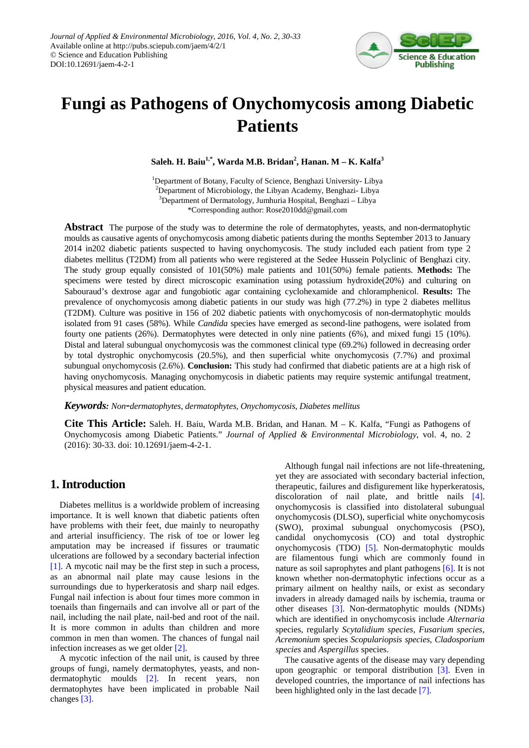# Fungi as Pathogens of Onychomycosis among Diabetic Patients

**Saleh. H. Baiu[1,*], Warda M.B. Bridan[2], Hanan. M – K. Kalfa[3]**

[1]Department of Botany, Faculty of Science, Benghazi University- Libya
[2]Department of Microbiology, the Libyan Academy, Benghazi- Libya
[3]Department of Dermatology, Jumhuria Hospital, Benghazi – Libya
*Corresponding author: Rose2010dd@gmail.com

**Abstract** The purpose of the study was to determine the role of dermatophytes, yeasts, and non-dermatophytic moulds as causative agents of onychomycosis among diabetic patients during the months September 2013 to January 2014 in202 diabetic patients suspected to having onychomycosis. The study included each patient from type 2 diabetes mellitus (T2DM) from all patients who were registered at the Sedee Hussein Polyclinic of Benghazi city. The study group equally consisted of 101(50%) male patients and 101(50%) female patients. **Methods:** The specimens were tested by direct microscopic examination using potassium hydroxide(20%) and culturing on Sabouraud's dextrose agar and fungobiotic agar containing cyclohexamide and chloramphenicol. **Results:** The prevalence of onychomycosis among diabetic patients in our study was high (77.2%) in type 2 diabetes mellitus (T2DM). Culture was positive in 156 of 202 diabetic patients with onychomycosis of non-dermatophytic moulds isolated from 91 cases (58%). While *Candida* species have emerged as second-line pathogens, were isolated from fourty one patients (26%). Dermatophytes were detected in only nine patients (6%), and mixed fungi 15 (10%). Distal and lateral subungual onychomycosis was the commonest clinical type (69.2%) followed in decreasing order by total dystrophic onychomycosis (20.5%), and then superficial white onychomycosis (7.7%) and proximal subungual onychomycosis (2.6%). **Conclusion:** This study had confirmed that diabetic patients are at a high risk of having onychomycosis. Managing onychomycosis in diabetic patients may require systemic antifungal treatment, physical measures and patient education.

***Keywords:*** *Non-dermatophytes, dermatophytes, Onychomycosis, Diabetes mellitus*

**Cite This Article:** Saleh. H. Baiu, Warda M.B. Bridan, and Hanan. M – K. Kalfa, "Fungi as Pathogens of Onychomycosis among Diabetic Patients." *Journal of Applied & Environmental Microbiology*, vol. 4, no. 2 (2016): 30-33. doi: 10.12691/jaem-4-2-1.

## 1. Introduction

Diabetes mellitus is a worldwide problem of increasing importance. It is well known that diabetic patients often have problems with their feet, due mainly to neuropathy and arterial insufficiency. The risk of toe or lower leg amputation may be increased if fissures or traumatic ulcerations are followed by a secondary bacterial infection [1]. A mycotic nail may be the first step in such a process, as an abnormal nail plate may cause lesions in the surroundings due to hyperkeratosis and sharp nail edges. Fungal nail infection is about four times more common in toenails than fingernails and can involve all or part of the nail, including the nail plate, nail-bed and root of the nail. It is more common in adults than children and more common in men than women. The chances of fungal nail infection increases as we get older [2].

A mycotic infection of the nail unit, is caused by three groups of fungi, namely dermatophytes, yeasts, and non-dermatophytic moulds [2]. In recent years, non dermatophytes have been implicated in probable Nail changes [3].

Although fungal nail infections are not life-threatening, yet they are associated with secondary bacterial infection, therapeutic, failures and disfigurement like hyperkeratosis, discoloration of nail plate, and brittle nails [4]. onychomycosis is classified into distolateral subungual onychomycosis (DLSO), superficial white onychomycosis (SWO), proximal subungual onychomycosis (PSO), candidal onychomycosis (CO) and total dystrophic onychomycosis (TDO) [5]. Non-dermatophytic moulds are filamentous fungi which are commonly found in nature as soil saprophytes and plant pathogens [6]. It is not known whether non-dermatophytic infections occur as a primary ailment on healthy nails, or exist as secondary invaders in already damaged nails by ischemia, trauma or other diseases [3]. Non-dermatophytic moulds (NDMs) which are identified in onychomycosis include *Alternaria* species, regularly *Scytalidium species, Fusarium species, Acremonium* species *Scopulariopsis species, Cladosporium species* and *Aspergillus* species.

The causative agents of the disease may vary depending upon geographic or temporal distribution [3]. Even in developed countries, the importance of nail infections has been highlighted only in the last decade [7].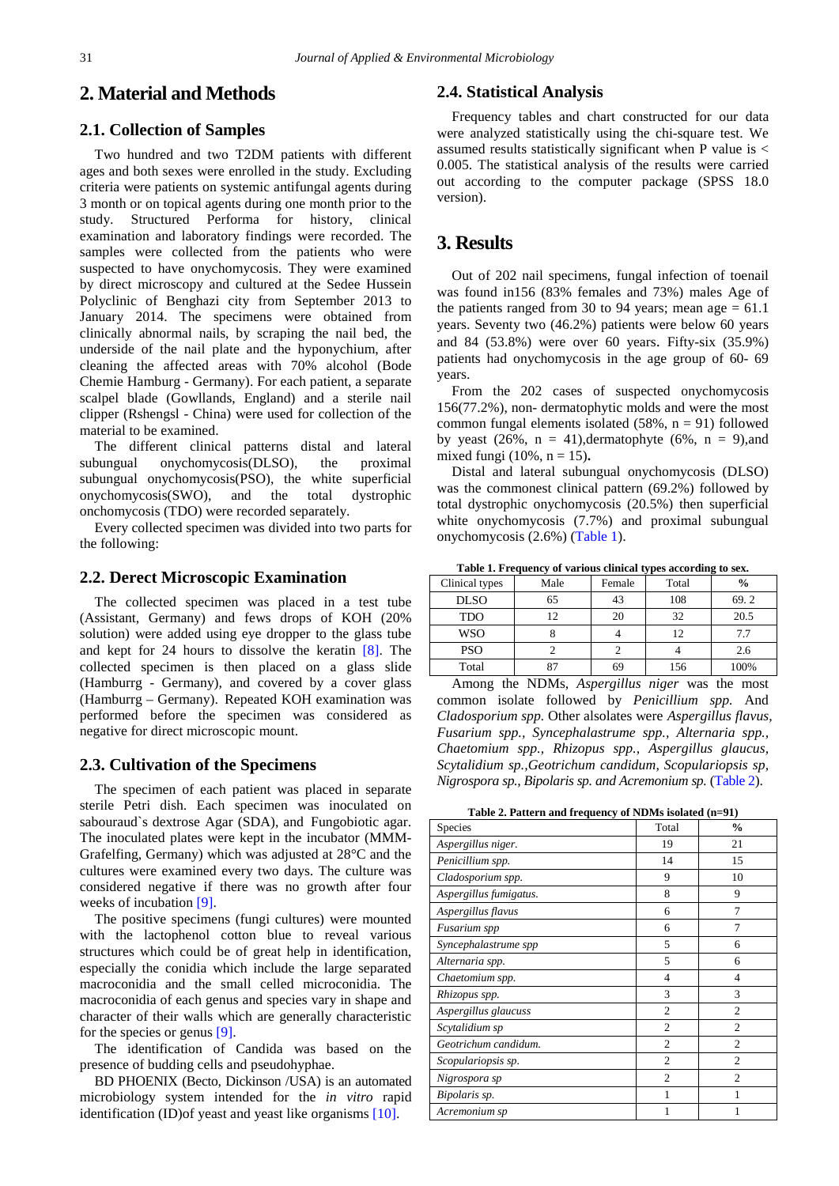## 2. Material and Methods

### 2.1. Collection of Samples

Two hundred and two T2DM patients with different ages and both sexes were enrolled in the study. Excluding criteria were patients on systemic antifungal agents during 3 month or on topical agents during one month prior to the study. Structured Performa for history, clinical examination and laboratory findings were recorded. The samples were collected from the patients who were suspected to have onychomycosis. They were examined by direct microscopy and cultured at the Sedee Hussein Polyclinic of Benghazi city from September 2013 to January 2014. The specimens were obtained from clinically abnormal nails, by scraping the nail bed, the underside of the nail plate and the hyponychium, after cleaning the affected areas with 70% alcohol (Bode Chemie Hamburg - Germany). For each patient, a separate scalpel blade (Gowllands, England) and a sterile nail clipper (Rshengsl - China) were used for collection of the material to be examined.

The different clinical patterns distal and lateral subungual onychomycosis(DLSO), the proximal subungual onychomycosis(PSO), the white superficial onychomycosis(SWO), and the total dystrophic onchomycosis (TDO) were recorded separately.

Every collected specimen was divided into two parts for the following:

### 2.2. Derect Microscopic Examination

The collected specimen was placed in a test tube (Assistant, Germany) and fews drops of KOH (20% solution) were added using eye dropper to the glass tube and kept for 24 hours to dissolve the keratin [8]. The collected specimen is then placed on a glass slide (Hamburrg - Germany), and covered by a cover glass (Hamburrg – Germany). Repeated KOH examination was performed before the specimen was considered as negative for direct microscopic mount.

### 2.3. Cultivation of the Specimens

The specimen of each patient was placed in separate sterile Petri dish. Each specimen was inoculated on sabouraud`s dextrose Agar (SDA), and Fungobiotic agar. The inoculated plates were kept in the incubator (MMM-Grafelfing, Germany) which was adjusted at 28°C and the cultures were examined every two days. The culture was considered negative if there was no growth after four weeks of incubation [9].

The positive specimens (fungi cultures) were mounted with the lactophenol cotton blue to reveal various structures which could be of great help in identification, especially the conidia which include the large separated macroconidia and the small celled microconidia. The macroconidia of each genus and species vary in shape and character of their walls which are generally characteristic for the species or genus [9].

The identification of Candida was based on the presence of budding cells and pseudohyphae.

BD PHOENIX (Becto, Dickinson /USA) is an automated microbiology system intended for the *in vitro* rapid identification (ID)of yeast and yeast like organisms [10].

### 2.4. Statistical Analysis

Frequency tables and chart constructed for our data were analyzed statistically using the chi-square test. We assumed results statistically significant when P value is < 0.005. The statistical analysis of the results were carried out according to the computer package (SPSS 18.0 version).

## 3. Results

Out of 202 nail specimens, fungal infection of toenail was found in156 (83% females and 73%) males Age of the patients ranged from 30 to 94 years; mean age = 61.1 years. Seventy two (46.2%) patients were below 60 years and 84 (53.8%) were over 60 years. Fifty-six (35.9%) patients had onychomycosis in the age group of 60- 69 years.

From the 202 cases of suspected onychomycosis 156(77.2%), non- dermatophytic molds and were the most common fungal elements isolated (58%, n = 91) followed by yeast (26%, n = 41),dermatophyte (6%, n = 9),and mixed fungi (10%, n = 15)**.**

Distal and lateral subungual onychomycosis (DLSO) was the commonest clinical pattern (69.2%) followed by total dystrophic onychomycosis (20.5%) then superficial white onychomycosis (7.7%) and proximal subungual onychomycosis (2.6%) (Table 1).

**Table 1. Frequency of various clinical types according to sex.**

| Clinical types | Male | Female | Total | % |
|---|---|---|---|---|
| DLSO | 65 | 43 | 108 | 69. 2 |
| TDO | 12 | 20 | 32 | 20.5 |
| WSO | 8 | 4 | 12 | 7.7 |
| PSO | 2 | 2 | 4 | 2.6 |
| Total | 87 | 69 | 156 | 100% |

Among the NDMs, *Aspergillus niger* was the most common isolate followed by *Penicillium spp.* And *Cladosporium spp.* Other alsolates were *Aspergillus flavus, Fusarium spp., Syncephalastrume spp., Alternaria spp., Chaetomium spp., Rhizopus spp., Aspergillus glaucus, Scytalidium sp.,Geotrichum candidum, Scopulariopsis sp, Nigrospora sp., Bipolaris sp. and Acremonium sp.* (Table 2).

**Table 2. Pattern and frequency of NDMs isolated (n=91)**

| Species | Total | % |
|---|---|---|
| *Aspergillus niger.* | 19 | 21 |
| *Penicillium spp.* | 14 | 15 |
| *Cladosporium spp.* | 9 | 10 |
| *Aspergillus fumigatus.* | 8 | 9 |
| *Aspergillus flavus* | 6 | 7 |
| *Fusarium spp* | 6 | 7 |
| *Syncephalastrume spp* | 5 | 6 |
| *Alternaria spp.* | 5 | 6 |
| *Chaetomium spp.* | 4 | 4 |
| *Rhizopus spp.* | 3 | 3 |
| *Aspergillus glaucuss* | 2 | 2 |
| *Scytalidium sp* | 2 | 2 |
| *Geotrichum candidum.* | 2 | 2 |
| *Scopulariopsis sp.* | 2 | 2 |
| *Nigrospora sp* | 2 | 2 |
| *Bipolaris sp.* | 1 | 1 |
| *Acremonium sp* | 1 | 1 |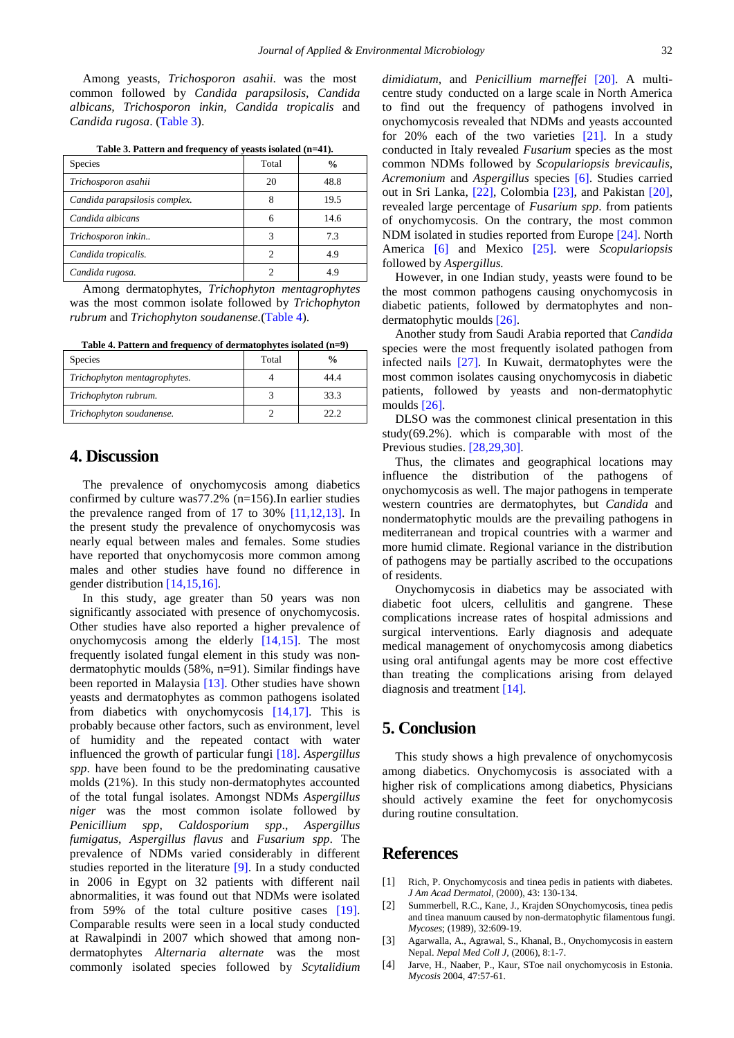Among yeasts, *Trichosporon asahii.* was the most common followed by *Candida parapsilosis, Candida albicans, Trichosporon inkin, Candida tropicalis* and *Candida rugosa*. (Table 3).

**Table 3. Pattern and frequency of yeasts isolated (n=41).**

| Species | Total | % |
|---|---|---|
| *Trichosporon asahii* | 20 | 48.8 |
| *Candida parapsilosis complex.* | 8 | 19.5 |
| *Candida albicans* | 6 | 14.6 |
| *Trichosporon inkin..* | 3 | 7.3 |
| *Candida tropicalis.* | 2 | 4.9 |
| *Candida rugosa.* | 2 | 4.9 |

Among dermatophytes, *Trichophyton mentagrophytes* was the most common isolate followed by *Trichophyton rubrum* and *Trichophyton soudanense*.(Table 4).

**Table 4. Pattern and frequency of dermatophytes isolated (n=9)**

| Species | Total | % |
|---|---|---|
| *Trichophyton mentagrophytes.* | 4 | 44.4 |
| *Trichophyton rubrum.* | 3 | 33.3 |
| *Trichophyton soudanense.* | 2 | 22.2 |

## 4. Discussion

The prevalence of onychomycosis among diabetics confirmed by culture was77.2% (n=156).In earlier studies the prevalence ranged from of 17 to 30% [11,12,13]. In the present study the prevalence of onychomycosis was nearly equal between males and females. Some studies have reported that onychomycosis more common among males and other studies have found no difference in gender distribution [14,15,16].

In this study, age greater than 50 years was non significantly associated with presence of onychomycosis. Other studies have also reported a higher prevalence of onychomycosis among the elderly [14,15]. The most frequently isolated fungal element in this study was non-dermatophytic moulds (58%, n=91). Similar findings have been reported in Malaysia [13]. Other studies have shown yeasts and dermatophytes as common pathogens isolated from diabetics with onychomycosis [14,17]. This is probably because other factors, such as environment, level of humidity and the repeated contact with water influenced the growth of particular fungi [18]. *Aspergillus spp*. have been found to be the predominating causative molds (21%). In this study non-dermatophytes accounted of the total fungal isolates. Amongst NDMs *Aspergillus niger* was the most common isolate followed by *Penicillium spp, Caldosporium spp*., *Aspergillus fumigatus*, *Aspergillus flavus* and *Fusarium spp*. The prevalence of NDMs varied considerably in different studies reported in the literature [9]. In a study conducted in 2006 in Egypt on 32 patients with different nail abnormalities, it was found out that NDMs were isolated from 59% of the total culture positive cases [19]. Comparable results were seen in a local study conducted at Rawalpindi in 2007 which showed that among non-dermatophytes *Alternaria alternate* was the most commonly isolated species followed by *Scytalidium dimidiatum*, and *Penicillium marneffei* [20]. A multi-centre study conducted on a large scale in North America to find out the frequency of pathogens involved in onychomycosis revealed that NDMs and yeasts accounted for 20% each of the two varieties [21]. In a study conducted in Italy revealed *Fusarium* species as the most common NDMs followed by *Scopulariopsis brevicaulis*, *Acremonium* and *Aspergillus* species [6]. Studies carried out in Sri Lanka, [22], Colombia [23], and Pakistan [20], revealed large percentage of *Fusarium spp*. from patients of onychomycosis. On the contrary, the most common NDM isolated in studies reported from Europe [24]. North America [6] and Mexico [25]. were *Scopulariopsis* followed by *Aspergillus.*

However, in one Indian study, yeasts were found to be the most common pathogens causing onychomycosis in diabetic patients, followed by dermatophytes and non-dermatophytic moulds [26].

Another study from Saudi Arabia reported that *Candida* species were the most frequently isolated pathogen from infected nails [27]. In Kuwait, dermatophytes were the most common isolates causing onychomycosis in diabetic patients, followed by yeasts and non-dermatophytic moulds [26].

DLSO was the commonest clinical presentation in this study(69.2%). which is comparable with most of the Previous studies. [28,29,30].

Thus, the climates and geographical locations may influence the distribution of the pathogens of onychomycosis as well. The major pathogens in temperate western countries are dermatophytes, but *Candida* and nondermatophytic moulds are the prevailing pathogens in mediterranean and tropical countries with a warmer and more humid climate. Regional variance in the distribution of pathogens may be partially ascribed to the occupations of residents.

Onychomycosis in diabetics may be associated with diabetic foot ulcers, cellulitis and gangrene. These complications increase rates of hospital admissions and surgical interventions. Early diagnosis and adequate medical management of onychomycosis among diabetics using oral antifungal agents may be more cost effective than treating the complications arising from delayed diagnosis and treatment [14].

## 5. Conclusion

This study shows a high prevalence of onychomycosis among diabetics. Onychomycosis is associated with a higher risk of complications among diabetics, Physicians should actively examine the feet for onychomycosis during routine consultation.

## References

[1] Rich, P. Onychomycosis and tinea pedis in patients with diabetes. *J Am Acad Dermatol*, (2000), 43: 130-134.

[2] Summerbell, R.C., Kane, J., Krajden SOnychomycosis, tinea pedis and tinea manuum caused by non-dermatophytic filamentous fungi. *Mycoses*; (1989), 32:609-19.

[3] Agarwalla, A., Agrawal, S., Khanal, B., Onychomycosis in eastern Nepal. *Nepal Med Coll J*, (2006), 8:1-7.

[4] Jarve, H., Naaber, P., Kaur, SToe nail onychomycosis in Estonia. *Mycosis* 2004, 47:57-61.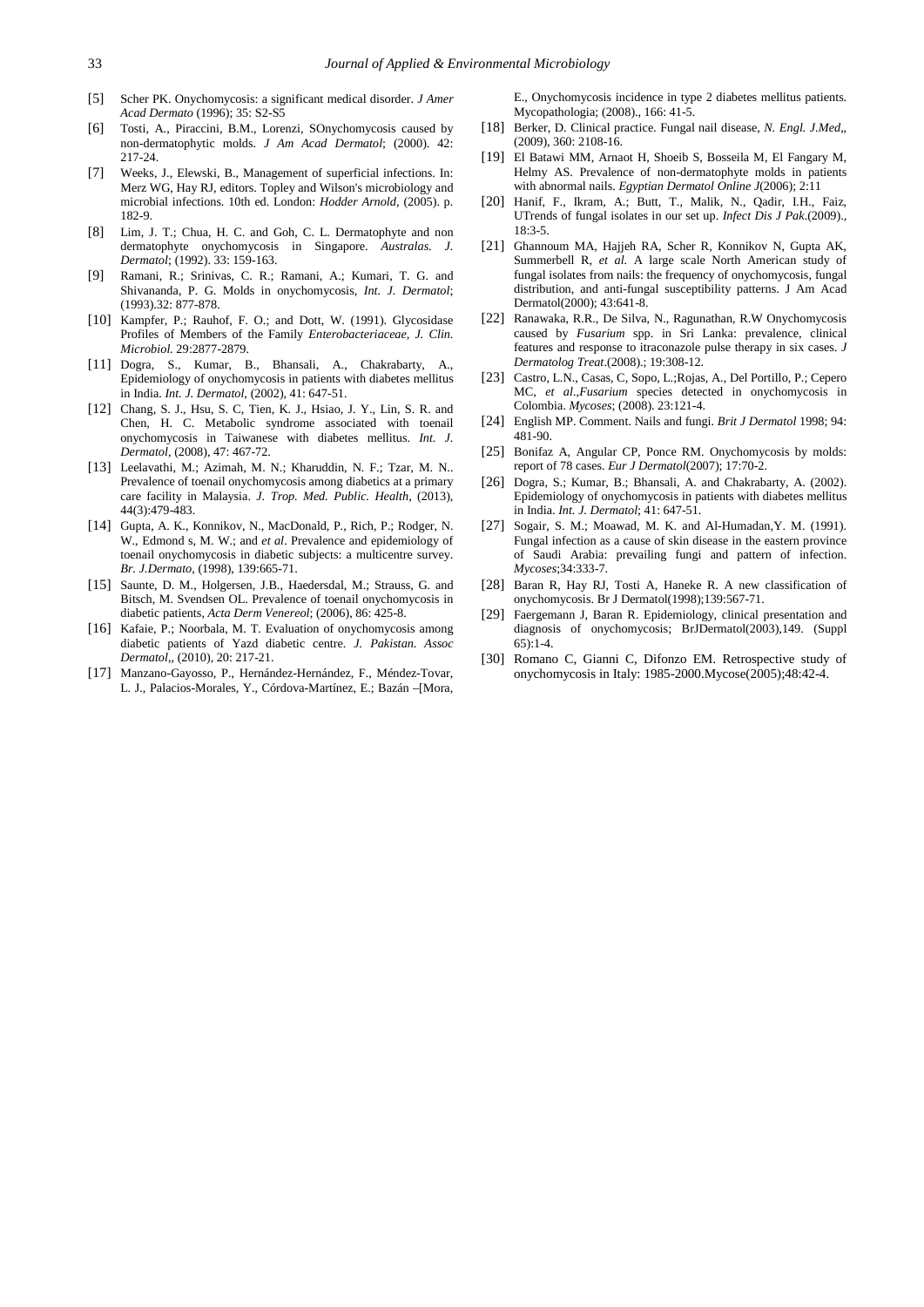[5] Scher PK. Onychomycosis: a significant medical disorder. *J Amer Acad Dermato* (1996); 35: S2-S5

[6] Tosti, A., Piraccini, B.M., Lorenzi, SOnychomycosis caused by non-dermatophytic molds. *J Am Acad Dermatol*; (2000). 42: 217-24.

[7] Weeks, J., Elewski, B., Management of superficial infections. In: Merz WG, Hay RJ, editors. Topley and Wilson's microbiology and microbial infections. 10th ed. London: *Hodder Arnold*, (2005). p. 182-9.

[8] Lim, J. T.; Chua, H. C. and Goh, C. L. Dermatophyte and non dermatophyte onychomycosis in Singapore. *Australas. J. Dermatol*; (1992). 33: 159-163.

[9] Ramani, R.; Srinivas, C. R.; Ramani, A.; Kumari, T. G. and Shivananda, P. G. Molds in onychomycosis, *Int. J. Dermatol*; (1993).32: 877-878.

[10] Kampfer, P.; Rauhof, F. O.; and Dott, W. (1991). Glycosidase Profiles of Members of the Family *Enterobacteriaceae, J. Clin. Microbiol.* 29:2877-2879.

[11] Dogra, S., Kumar, B., Bhansali, A., Chakrabarty, A., Epidemiology of onychomycosis in patients with diabetes mellitus in India. *Int. J. Dermatol*, (2002), 41: 647-51.

[12] Chang, S. J., Hsu, S. C, Tien, K. J., Hsiao, J. Y., Lin, S. R. and Chen, H. C. Metabolic syndrome associated with toenail onychomycosis in Taiwanese with diabetes mellitus. *Int. J. Dermatol*, (2008), 47: 467-72.

[13] Leelavathi, M.; Azimah, M. N.; Kharuddin, N. F.; Tzar, M. N.. Prevalence of toenail onychomycosis among diabetics at a primary care facility in Malaysia. *J. Trop. Med. Public. Health*, (2013), 44(3):479-483.

[14] Gupta, A. K., Konnikov, N., MacDonald, P., Rich, P.; Rodger, N. W., Edmond s, M. W.; and *et al*. Prevalence and epidemiology of toenail onychomycosis in diabetic subjects: a multicentre survey. *Br. J.Dermato*, (1998), 139:665-71.

[15] Saunte, D. M., Holgersen, J.B., Haedersdal, M.; Strauss, G. and Bitsch, M. Svendsen OL. Prevalence of toenail onychomycosis in diabetic patients, *Acta Derm Venereol*; (2006), 86: 425-8.

[16] Kafaie, P.; Noorbala, M. T. Evaluation of onychomycosis among diabetic patients of Yazd diabetic centre. *J. Pakistan. Assoc Dermatol*,, (2010), 20: 217-21.

[17] Manzano-Gayosso, P., Hernández-Hernández, F., Méndez-Tovar, L. J., Palacios-Morales, Y., Córdova-Martínez, E.; Bazán –[Mora, E., Onychomycosis incidence in type 2 diabetes mellitus patients. Mycopathologia; (2008)., 166: 41-5.

[18] Berker, D. Clinical practice. Fungal nail disease, *N. Engl. J.Med*,, (2009), 360: 2108-16.

[19] El Batawi MM, Arnaot H, Shoeib S, Bosseila M, El Fangary M, Helmy AS. Prevalence of non-dermatophyte molds in patients with abnormal nails. *Egyptian Dermatol Online J*(2006); 2:11

[20] Hanif, F., Ikram, A.; Butt, T., Malik, N., Qadir, I.H., Faiz, UTrends of fungal isolates in our set up. *Infect Dis J Pak*.(2009)., 18:3-5.

[21] Ghannoum MA, Hajjeh RA, Scher R, Konnikov N, Gupta AK, Summerbell R, *et al.* A large scale North American study of fungal isolates from nails: the frequency of onychomycosis, fungal distribution, and anti-fungal susceptibility patterns. J Am Acad Dermatol(2000); 43:641-8.

[22] Ranawaka, R.R., De Silva, N., Ragunathan, R.W Onychomycosis caused by *Fusarium* spp. in Sri Lanka: prevalence, clinical features and response to itraconazole pulse therapy in six cases. *J Dermatolog Treat*.(2008).; 19:308-12.

[23] Castro, L.N., Casas, C, Sopo, L.;Rojas, A., Del Portillo, P.; Cepero MC, *et al*.,*Fusarium* species detected in onychomycosis in Colombia. *Mycoses*; (2008). 23:121-4.

[24] English MP. Comment. Nails and fungi. *Brit J Dermatol* 1998; 94: 481-90.

[25] Bonifaz A, Angular CP, Ponce RM. Onychomycosis by molds: report of 78 cases. *Eur J Dermatol*(2007); 17:70-2.

[26] Dogra, S.; Kumar, B.; Bhansali, A. and Chakrabarty, A. (2002). Epidemiology of onychomycosis in patients with diabetes mellitus in India. *Int. J. Dermatol*; 41: 647-51.

[27] Sogair, S. M.; Moawad, M. K. and Al-Humadan,Y. M. (1991). Fungal infection as a cause of skin disease in the eastern province of Saudi Arabia: prevailing fungi and pattern of infection. *Mycoses*;34:333-7.

[28] Baran R, Hay RJ, Tosti A, Haneke R. A new classification of onychomycosis. Br J Dermatol(1998);139:567-71.

[29] Faergemann J, Baran R. Epidemiology, clinical presentation and diagnosis of onychomycosis; BrJDermatol(2003),149. (Suppl 65):1-4.

[30] Romano C, Gianni C, Difonzo EM. Retrospective study of onychomycosis in Italy: 1985-2000.Mycose(2005);48:42-4.